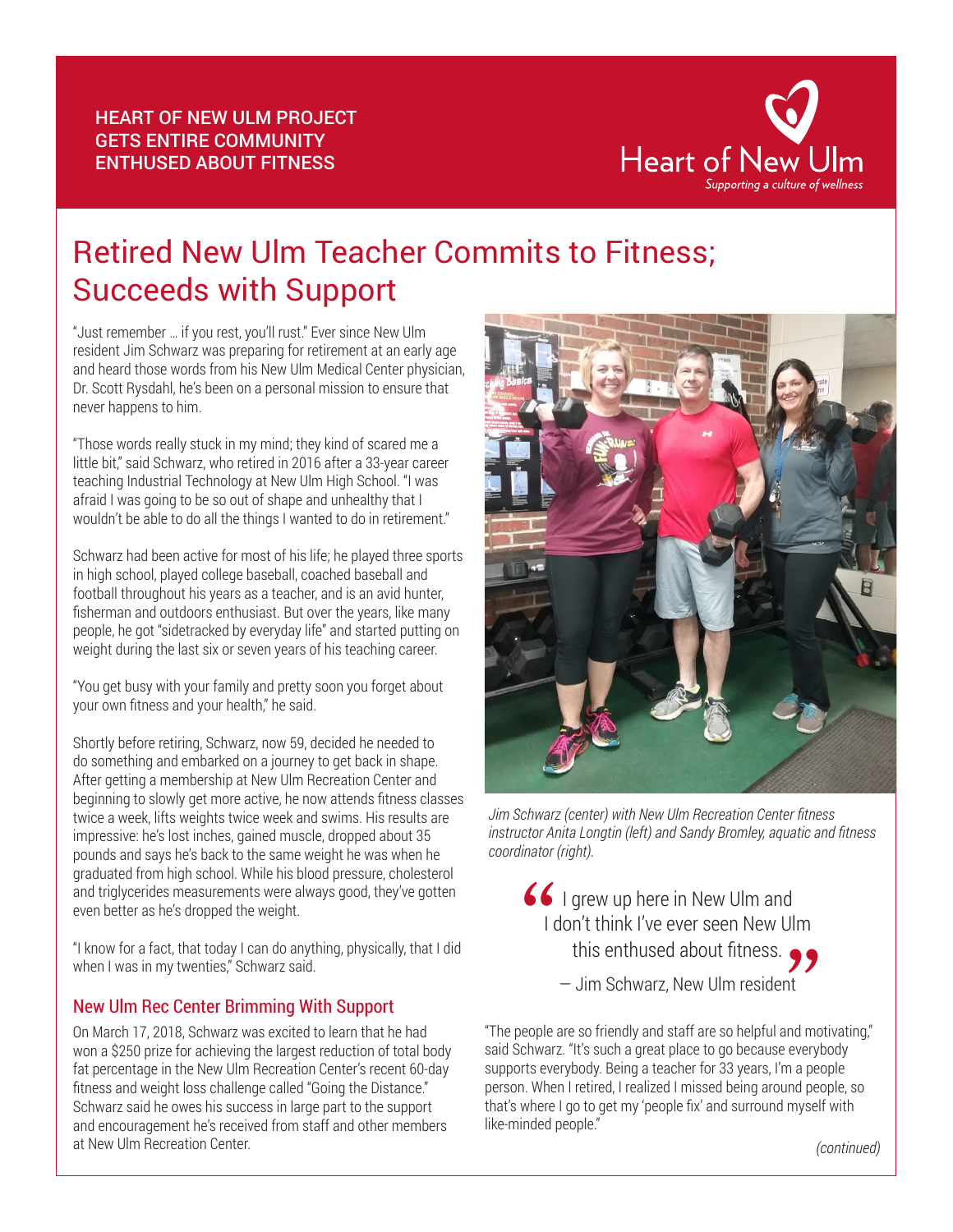HEART OF NEW ULM PROJECT GETS ENTIRE COMMUNITY ENTHUSED ABOUT FITNESS

Heart of New Ulm
*Supporting a culture of wellness*

# Retired New Ulm Teacher Commits to Fitness; Succeeds with Support

"Just remember … if you rest, you'll rust." Ever since New Ulm resident Jim Schwarz was preparing for retirement at an early age and heard those words from his New Ulm Medical Center physician, Dr. Scott Rysdahl, he's been on a personal mission to ensure that never happens to him.

"Those words really stuck in my mind; they kind of scared me a little bit," said Schwarz, who retired in 2016 after a 33-year career teaching Industrial Technology at New Ulm High School. "I was afraid I was going to be so out of shape and unhealthy that I wouldn't be able to do all the things I wanted to do in retirement."

Schwarz had been active for most of his life; he played three sports in high school, played college baseball, coached baseball and football throughout his years as a teacher, and is an avid hunter, fisherman and outdoors enthusiast. But over the years, like many people, he got "sidetracked by everyday life" and started putting on weight during the last six or seven years of his teaching career.

"You get busy with your family and pretty soon you forget about your own fitness and your health," he said.

Shortly before retiring, Schwarz, now 59, decided he needed to do something and embarked on a journey to get back in shape. After getting a membership at New Ulm Recreation Center and beginning to slowly get more active, he now attends fitness classes twice a week, lifts weights twice week and swims. His results are impressive: he's lost inches, gained muscle, dropped about 35 pounds and says he's back to the same weight he was when he graduated from high school. While his blood pressure, cholesterol and triglycerides measurements were always good, they've gotten even better as he's dropped the weight.

"I know for a fact, that today I can do anything, physically, that I did when I was in my twenties," Schwarz said.

## New Ulm Rec Center Brimming With Support

On March 17, 2018, Schwarz was excited to learn that he had won a $250 prize for achieving the largest reduction of total body fat percentage in the New Ulm Recreation Center's recent 60-day fitness and weight loss challenge called "Going the Distance." Schwarz said he owes his success in large part to the support and encouragement he's received from staff and other members at New Ulm Recreation Center.

*Jim Schwarz (center) with New Ulm Recreation Center fitness instructor Anita Longtin (left) and Sandy Bromley, aquatic and fitness coordinator (right).*

> "I grew up here in New Ulm and I don't think I've ever seen New Ulm this enthused about fitness."
>
> — Jim Schwarz, New Ulm resident

"The people are so friendly and staff are so helpful and motivating," said Schwarz. "It's such a great place to go because everybody supports everybody. Being a teacher for 33 years, I'm a people person. When I retired, I realized I missed being around people, so that's where I go to get my 'people fix' and surround myself with like-minded people."

*(continued)*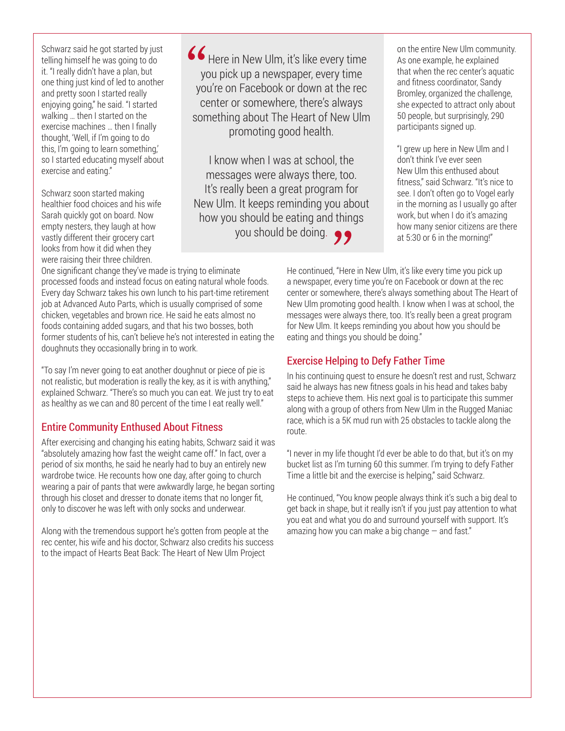Schwarz said he got started by just telling himself he was going to do it. "I really didn't have a plan, but one thing just kind of led to another and pretty soon I started really enjoying going," he said. "I started walking … then I started on the exercise machines … then I finally thought, 'Well, if I'm going to do this, I'm going to learn something,' so I started educating myself about exercise and eating."

Schwarz soon started making healthier food choices and his wife Sarah quickly got on board. Now empty nesters, they laugh at how vastly different their grocery cart looks from how it did when they were raising their three children. One significant change they've made is trying to eliminate processed foods and instead focus on eating natural whole foods. Every day Schwarz takes his own lunch to his part-time retirement job at Advanced Auto Parts, which is usually comprised of some chicken, vegetables and brown rice. He said he eats almost no foods containing added sugars, and that his two bosses, both former students of his, can't believe he's not interested in eating the doughnuts they occasionally bring in to work.

"To say I'm never going to eat another doughnut or piece of pie is not realistic, but moderation is really the key, as it is with anything," explained Schwarz. "There's so much you can eat. We just try to eat as healthy as we can and 80 percent of the time I eat really well."

> "Here in New Ulm, it's like every time you pick up a newspaper, every time you're on Facebook or down at the rec center or somewhere, there's always something about The Heart of New Ulm promoting good health.
>
> I know when I was at school, the messages were always there, too. It's really been a great program for New Ulm. It keeps reminding you about how you should be eating and things you should be doing."

## Entire Community Enthused About Fitness

After exercising and changing his eating habits, Schwarz said it was "absolutely amazing how fast the weight came off." In fact, over a period of six months, he said he nearly had to buy an entirely new wardrobe twice. He recounts how one day, after going to church wearing a pair of pants that were awkwardly large, he began sorting through his closet and dresser to donate items that no longer fit, only to discover he was left with only socks and underwear.

Along with the tremendous support he's gotten from people at the rec center, his wife and his doctor, Schwarz also credits his success to the impact of Hearts Beat Back: The Heart of New Ulm Project on the entire New Ulm community. As one example, he explained that when the rec center's aquatic and fitness coordinator, Sandy Bromley, organized the challenge, she expected to attract only about 50 people, but surprisingly, 290 participants signed up.

"I grew up here in New Ulm and I don't think I've ever seen New Ulm this enthused about fitness," said Schwarz. "It's nice to see. I don't often go to Vogel early in the morning as I usually go after work, but when I do it's amazing how many senior citizens are there at 5:30 or 6 in the morning!"

He continued, "Here in New Ulm, it's like every time you pick up a newspaper, every time you're on Facebook or down at the rec center or somewhere, there's always something about The Heart of New Ulm promoting good health. I know when I was at school, the messages were always there, too. It's really been a great program for New Ulm. It keeps reminding you about how you should be eating and things you should be doing."

## Exercise Helping to Defy Father Time

In his continuing quest to ensure he doesn't rest and rust, Schwarz said he always has new fitness goals in his head and takes baby steps to achieve them. His next goal is to participate this summer along with a group of others from New Ulm in the Rugged Maniac race, which is a 5K mud run with 25 obstacles to tackle along the route.

"I never in my life thought I'd ever be able to do that, but it's on my bucket list as I'm turning 60 this summer. I'm trying to defy Father Time a little bit and the exercise is helping," said Schwarz.

He continued, "You know people always think it's such a big deal to get back in shape, but it really isn't if you just pay attention to what you eat and what you do and surround yourself with support. It's amazing how you can make a big change — and fast."